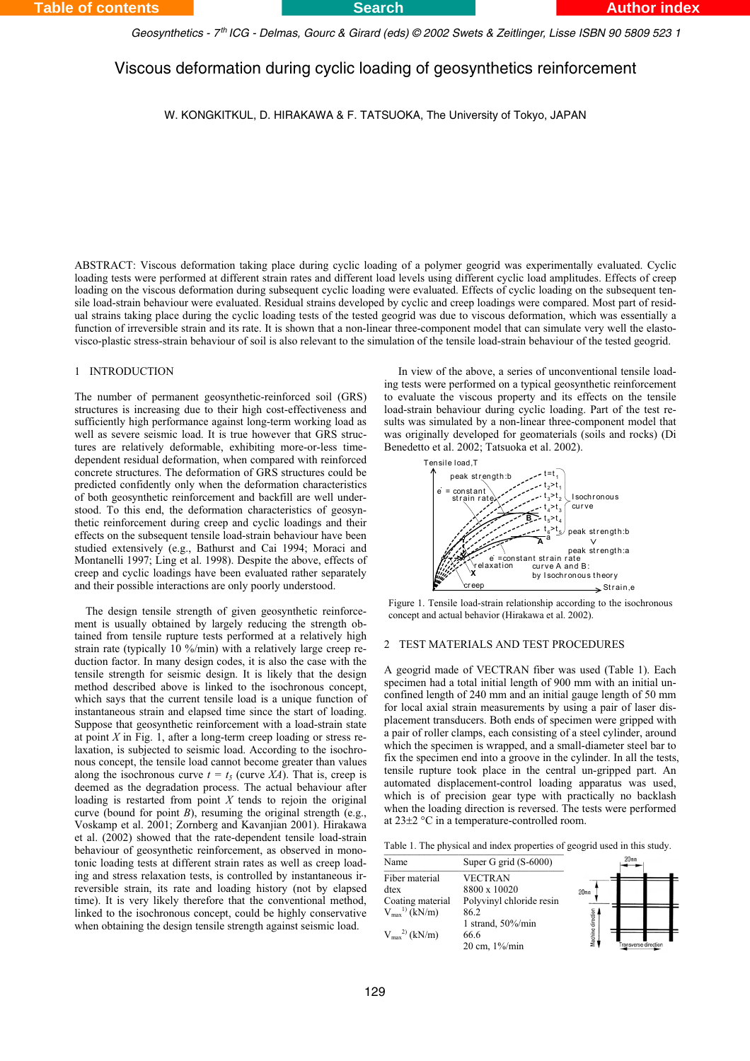# Viscous deformation during cyclic loading of geosynthetics reinforcement

W. KONGKITKUL, D. HIRAKAWA & F. TATSUOKA, The University of Tokyo, JAPAN

ABSTRACT: Viscous deformation taking place during cyclic loading of a polymer geogrid was experimentally evaluated. Cyclic loading tests were performed at different strain rates and different load levels using different cyclic load amplitudes. Effects of creep loading on the viscous deformation during subsequent cyclic loading were evaluated. Effects of cyclic loading on the subsequent tensile load-strain behaviour were evaluated. Residual strains developed by cyclic and creep loadings were compared. Most part of residual strains taking place during the cyclic loading tests of the tested geogrid was due to viscous deformation, which was essentially a function of irreversible strain and its rate. It is shown that a non-linear three-component model that can simulate very well the elasto-visco-plastic stress-strain behaviour of soil is also relevant to the simulation of the tensile load-strain behaviour of the tested geogrid.

## 1 INTRODUCTION

The number of permanent geosynthetic-reinforced soil (GRS) structures is increasing due to their high cost-effectiveness and sufficiently high performance against long-term working load as well as severe seismic load. It is true however that GRS structures are relatively deformable, exhibiting more-or-less time-dependent residual deformation, when compared with reinforced concrete structures. The deformation of GRS structures could be predicted confidently only when the deformation characteristics of both geosynthetic reinforcement and backfill are well understood. To this end, the deformation characteristics of geosynthetic reinforcement during creep and cyclic loadings and their effects on the subsequent tensile load-strain behaviour have been studied extensively (e.g., Bathurst and Cai 1994; Moraci and Montanelli 1997; Ling et al. 1998). Despite the above, effects of creep and cyclic loadings have been evaluated rather separately and their possible interactions are only poorly understood.

The design tensile strength of given geosynthetic reinforcement is usually obtained by largely reducing the strength obtained from tensile rupture tests performed at a relatively high strain rate (typically 10 %/min) with a relatively large creep reduction factor. In many design codes, it is also the case with the tensile strength for seismic design. It is likely that the design method described above is linked to the isochronous concept, which says that the current tensile load is a unique function of instantaneous strain and elapsed time since the start of loading. Suppose that geosynthetic reinforcement with a load-strain state at point *X* in Fig. 1, after a long-term creep loading or stress relaxation, is subjected to seismic load. According to the isochronous concept, the tensile load cannot become greater than values along the isochronous curve $t = t_5$ (curve *XA*). That is, creep is deemed as the degradation process. The actual behaviour after loading is restarted from point *X* tends to rejoin the original curve (bound for point *B*), resuming the original strength (e.g., Voskamp et al. 2001; Zornberg and Kavanjian 2001). Hirakawa et al. (2002) showed that the rate-dependent tensile load-strain behaviour of geosynthetic reinforcement, as observed in monotonic loading tests at different strain rates as well as creep loading and stress relaxation tests, is controlled by instantaneous irreversible strain, its rate and loading history (not by elapsed time). It is very likely therefore that the conventional method, linked to the isochronous concept, could be highly conservative when obtaining the design tensile strength against seismic load.

In view of the above, a series of unconventional tensile loading tests were performed on a typical geosynthetic reinforcement to evaluate the viscous property and its effects on the tensile load-strain behaviour during cyclic loading. Part of the test results was simulated by a non-linear three-component model that was originally developed for geomaterials (soils and rocks) (Di Benedetto et al. 2002; Tatsuoka et al. 2002).

Figure 1. Tensile load-strain relationship according to the isochronous concept and actual behavior (Hirakawa et al. 2002).

## 2 TEST MATERIALS AND TEST PROCEDURES

A geogrid made of VECTRAN fiber was used (Table 1). Each specimen had a total initial length of 900 mm with an initial unconfined length of 240 mm and an initial gauge length of 50 mm for local axial strain measurements by using a pair of laser displacement transducers. Both ends of specimen were gripped with a pair of roller clamps, each consisting of a steel cylinder, around which the specimen is wrapped, and a small-diameter steel bar to fix the specimen end into a groove in the cylinder. In all the tests, tensile rupture took place in the central un-gripped part. An automated displacement-control loading apparatus was used, which is of precision gear type with practically no backlash when the loading direction is reversed. The tests were performed at 23±2 °C in a temperature-controlled room.

Table 1. The physical and index properties of geogrid used in this study.

| Name | Super G grid (S-6000) |
|---|---|
| Fiber material | VECTRAN |
| dtex | 8800 x 10020 |
| Coating material | Polyvinyl chloride resin |
| $V_{max}$ [1] (kN/m) | 86.2 |
| | 1 strand, 50%/min |
| $V_{max}$ [2] (kN/m) | 66.6 |
| | 20 cm, 1%/min |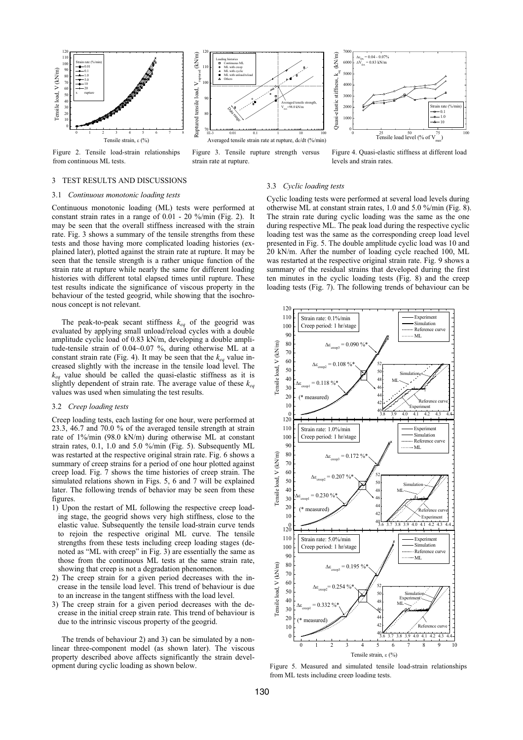Figure 2. Tensile load-strain relationships from continuous ML tests.

Figure 3. Tensile rupture strength versus strain rate at rupture.

Figure 4. Quasi-elastic stiffness at different load levels and strain rates.

## 3 TEST RESULTS AND DISCUSSIONS

### 3.1 *Continuous monotonic loading tests*

Continuous monotonic loading (ML) tests were performed at constant strain rates in a range of 0.01 - 20 %/min (Fig. 2). It may be seen that the overall stiffness increased with the strain rate. Fig. 3 shows a summary of the tensile strengths from these tests and those having more complicated loading histories (explained later), plotted against the strain rate at rupture. It may be seen that the tensile strength is a rather unique function of the strain rate at rupture while nearly the same for different loading histories with different total elapsed times until rupture. These test results indicate the significance of viscous property in the behaviour of the tested geogrid, while showing that the isochronous concept is not relevant.

The peak-to-peak secant stiffness $k_{eq}$ of the geogrid was evaluated by applying small unload/reload cycles with a double amplitude cyclic load of 0.83 kN/m, developing a double amplitude-tensile strain of 0.04~0.07 %, during otherwise ML at a constant strain rate (Fig. 4). It may be seen that the $k_{eq}$ value increased slightly with the increase in the tensile load level. The $k_{eq}$ value should be called the quasi-elastic stiffness as it is slightly dependent of strain rate. The average value of these $k_{eq}$ values was used when simulating the test results.

### 3.2 *Creep loading tests*

Creep loading tests, each lasting for one hour, were performed at 23.3, 46.7 and 70.0 % of the averaged tensile strength at strain rate of 1%/min (98.0 kN/m) during otherwise ML at constant strain rates, 0.1, 1.0 and 5.0 %/min (Fig. 5). Subsequently ML was restarted at the respective original strain rate. Fig. 6 shows a summary of creep strains for a period of one hour plotted against creep load. Fig. 7 shows the time histories of creep strain. The simulated relations shown in Figs. 5, 6 and 7 will be explained later. The following trends of behavior may be seen from these figures.

1) Upon the restart of ML following the respective creep loading stage, the geogrid shows very high stiffness, close to the elastic value. Subsequently the tensile load-strain curve tends to rejoin the respective original ML curve. The tensile strengths from these tests including creep loading stages (denoted as "ML with creep" in Fig. 3) are essentially the same as those from the continuous ML tests at the same strain rate, showing that creep is not a degradation phenomenon.
2) The creep strain for a given period decreases with the increase in the tensile load level. This trend of behaviour is due to an increase in the tangent stiffness with the load level.
3) The creep strain for a given period decreases with the decrease in the initial creep strain rate. This trend of behaviour is due to the intrinsic viscous property of the geogrid.

The trends of behaviour 2) and 3) can be simulated by a nonlinear three-component model (as shown later). The viscous property described above affects significantly the strain development during cyclic loading as shown below.

### 3.3 *Cyclic loading tests*

Cyclic loading tests were performed at several load levels during otherwise ML at constant strain rates, 1.0 and 5.0 %/min (Fig. 8). The strain rate during cyclic loading was the same as the one during respective ML. The peak load during the respective cyclic loading test was the same as the corresponding creep load level presented in Fig. 5. The double amplitude cyclic load was 10 and 20 kN/m. After the number of loading cycle reached 100, ML was restarted at the respective original strain rate. Fig. 9 shows a summary of the residual strains that developed during the first ten minutes in the cyclic loading tests (Fig. 8) and the creep loading tests (Fig. 7). The following trends of behaviour can be

Figure 5. Measured and simulated tensile load-strain relationships from ML tests including creep loading tests.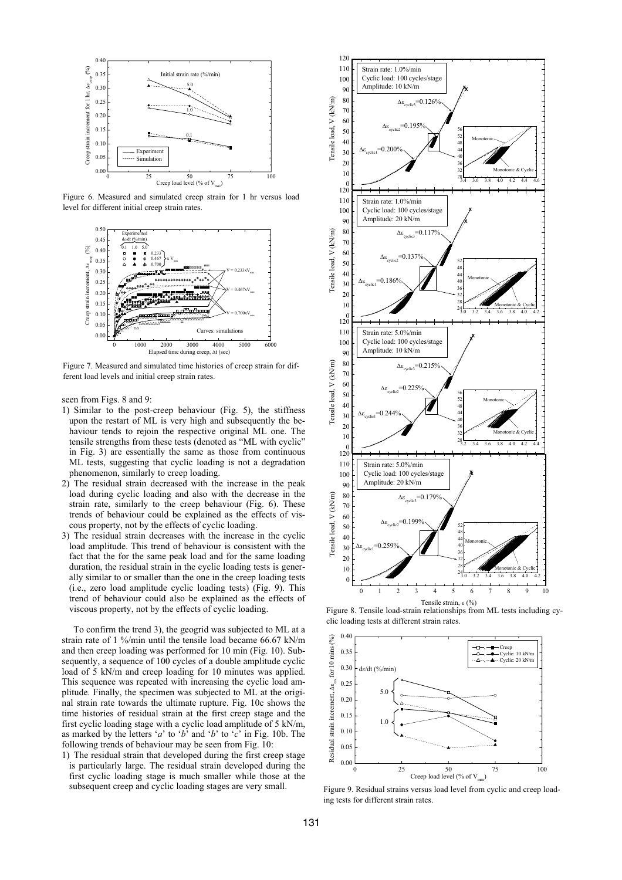Figure 6. Measured and simulated creep strain for 1 hr versus load level for different initial creep strain rates.

Figure 7. Measured and simulated time histories of creep strain for different load levels and initial creep strain rates.

seen from Figs. 8 and 9:

1) Similar to the post-creep behaviour (Fig. 5), the stiffness upon the restart of ML is very high and subsequently the behaviour tends to rejoin the respective original ML one. The tensile strengths from these tests (denoted as "ML with cyclic" in Fig. 3) are essentially the same as those from continuous ML tests, suggesting that cyclic loading is not a degradation phenomenon, similarly to creep loading.
2) The residual strain decreased with the increase in the peak load during cyclic loading and also with the decrease in the strain rate, similarly to the creep behaviour (Fig. 6). These trends of behaviour could be explained as the effects of viscous property, not by the effects of cyclic loading.
3) The residual strain decreases with the increase in the cyclic load amplitude. This trend of behaviour is consistent with the fact that the for the same peak load and for the same loading duration, the residual strain in the cyclic loading tests is generally similar to or smaller than the one in the creep loading tests (i.e., zero load amplitude cyclic loading tests) (Fig. 9). This trend of behaviour could also be explained as the effects of viscous property, not by the effects of cyclic loading.

To confirm the trend 3), the geogrid was subjected to ML at a strain rate of 1 %/min until the tensile load became 66.67 kN/m and then creep loading was performed for 10 min (Fig. 10). Subsequently, a sequence of 100 cycles of a double amplitude cyclic load of 5 kN/m and creep loading for 10 minutes was applied. This sequence was repeated with increasing the cyclic load amplitude. Finally, the specimen was subjected to ML at the original strain rate towards the ultimate rupture. Fig. 10c shows the time histories of residual strain at the first creep stage and the first cyclic loading stage with a cyclic load amplitude of 5 kN/m, as marked by the letters '*a*' to '*b*' and '*b*' to '*c*' in Fig. 10b. The following trends of behaviour may be seen from Fig. 10:

1) The residual strain that developed during the first creep stage is particularly large. The residual strain developed during the first cyclic loading stage is much smaller while those at the subsequent creep and cyclic loading stages are very small.

Figure 8. Tensile load-strain relationships from ML tests including cyclic loading tests at different strain rates.

Figure 9. Residual strains versus load level from cyclic and creep loading tests for different strain rates.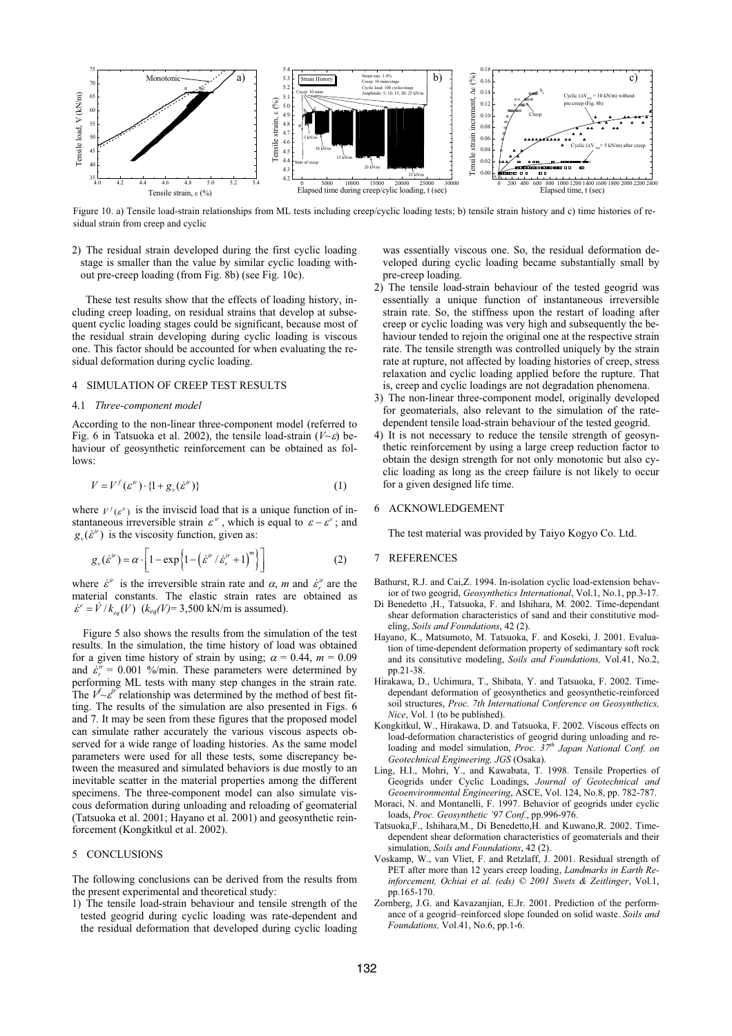Monotonic
a)
Tensile load, V (kN/m)
Tensile strain, ε (%)

b)
Strain History
Strain rate: 1.0%
Creep: 10 mins/stage
Cyclic load: 100 cycles/stage
Amplitude: 5; 10; 15; 20; 25 kN/m
Creep: 10 mins
5 kN/m
10 kN/m
15 kN/m
20 kN/m
25 kN/m
Start of creep
Tensile strain, ε (%)
Elapsed time during creep/cylic loading, t (sec)

c)
Tensile strain increment, Δε (%)
Cyclic (ΔV = 10 kN/m) without pre-creep (Fig. 8b)
Creep
Cyclic (ΔV = 5 kN/m) after creep
Elapsed time, t (sec)

Figure 10. a) Tensile load-strain relationships from ML tests including creep/cyclic loading tests; b) tensile strain history and c) time histories of residual strain from creep and cyclic

2) The residual strain developed during the first cyclic loading stage is smaller than the value by similar cyclic loading without pre-creep loading (from Fig. 8b) (see Fig. 10c).

These test results show that the effects of loading history, including creep loading, on residual strains that develop at subsequent cyclic loading stages could be significant, because most of the residual strain developing during cyclic loading is viscous one. This factor should be accounted for when evaluating the residual deformation during cyclic loading.

## 4 SIMULATION OF CREEP TEST RESULTS

### 4.1 *Three-component model*

According to the non-linear three-component model (referred to Fig. 6 in Tatsuoka et al. 2002), the tensile load-strain ($V\sim\varepsilon$) behaviour of geosynthetic reinforcement can be obtained as follows:

$$V = V^{f}(\varepsilon^{ir}) \cdot \{1 + g_{v}(\dot{\varepsilon}^{ir})\} \qquad (1)$$

where $V^{f}(\varepsilon^{ir})$ is the inviscid load that is a unique function of instantaneous irreversible strain $\varepsilon^{ir}$, which is equal to $\varepsilon - \varepsilon^{e}$; and $g_{v}(\dot{\varepsilon}^{ir})$ is the viscosity function, given as:

$$g_{v}(\dot{\varepsilon}^{ir}) = \alpha \cdot \left[1 - \exp\left\{1 - \left(\dot{\varepsilon}^{ir} / \dot{\varepsilon}_{r}^{ir} + 1\right)^{m}\right\}\right] \qquad (2)$$

where $\dot{\varepsilon}^{ir}$ is the irreversible strain rate and $\alpha$, $m$ and $\dot{\varepsilon}_{r}^{ir}$ are the material constants. The elastic strain rates are obtained as $\dot{\varepsilon}^{e} = \dot{V} / k_{eq}(V)$ ($k_{eq}(V)$= 3,500 kN/m is assumed).

Figure 5 also shows the results from the simulation of the test results. In the simulation, the time history of load was obtained for a given time history of strain by using; $\alpha$ = 0.44, $m$ = 0.09 and $\dot{\varepsilon}_{r}^{ir}$ = 0.001 %/min. These parameters were determined by performing ML tests with many step changes in the strain rate. The $V^{f}\sim\varepsilon^{ir}$ relationship was determined by the method of best fitting. The results of the simulation are also presented in Figs. 6 and 7. It may be seen from these figures that the proposed model can simulate rather accurately the various viscous aspects observed for a wide range of loading histories. As the same model parameters were used for all these tests, some discrepancy between the measured and simulated behaviors is due mostly to an inevitable scatter in the material properties among the different specimens. The three-component model can also simulate viscous deformation during unloading and reloading of geomaterial (Tatsuoka et al. 2001; Hayano et al. 2001) and geosynthetic reinforcement (Kongkitkul et al. 2002).

## 5 CONCLUSIONS

The following conclusions can be derived from the results from the present experimental and theoretical study:

1) The tensile load-strain behaviour and tensile strength of the tested geogrid during cyclic loading was rate-dependent and the residual deformation that developed during cyclic loading was essentially viscous one. So, the residual deformation developed during cyclic loading became substantially small by pre-creep loading.
2) The tensile load-strain behaviour of the tested geogrid was essentially a unique function of instantaneous irreversible strain rate. So, the stiffness upon the restart of loading after creep or cyclic loading was very high and subsequently the behaviour tended to rejoin the original one at the respective strain rate. The tensile strength was controlled uniquely by the strain rate at rupture, not affected by loading histories of creep, stress relaxation and cyclic loading applied before the rupture. That is, creep and cyclic loadings are not degradation phenomena.
3) The non-linear three-component model, originally developed for geomaterials, also relevant to the simulation of the rate-dependent tensile load-strain behaviour of the tested geogrid.
4) It is not necessary to reduce the tensile strength of geosynthetic reinforcement by using a large creep reduction factor to obtain the design strength for not only monotonic but also cyclic loading as long as the creep failure is not likely to occur for a given designed life time.

## 6 ACKNOWLEDGEMENT

The test material was provided by Taiyo Kogyo Co. Ltd.

## 7 REFERENCES

Bathurst, R.J. and Cai,Z. 1994. In-isolation cyclic load-extension behavior of two geogrid, *Geosynthetics International*, Vol.1, No.1, pp.3-17.

Di Benedetto ,H., Tatsuoka, F. and Ishihara, M. 2002. Time-dependant shear deformation characteristics of sand and their constitutive modelling, *Soils and Foundations*, 42 (2).

Hayano, K., Matsumoto, M. Tatsuoka, F. and Koseki, J. 2001. Evaluation of time-dependent deformation property of sedimantary soft rock and its consitutive modeling, *Soils and Foundations,* Vol.41, No.2, pp.21-38.

Hirakawa, D., Uchimura, T., Shibata, Y. and Tatsuoka, F. 2002. Time-dependant deformation of geosynthetics and geosynthetic-reinforced soil structures, *Proc. 7th International Conference on Geosynthetics, Nice*, Vol. 1 (to be published).

Kongkitkul, W., Hirakawa, D. and Tatsuoka, F. 2002. Viscous effects on load-deformation characteristics of geogrid during unloading and reloading and model simulation, *Proc. 37th Japan National Conf. on Geotechnical Engineering, JGS* (Osaka).

Ling, H.I., Mohri, Y., and Kawabata, T. 1998. Tensile Properties of Geogrids under Cyclic Loadings, *Journal of Geotechnical and Geoenvironmental Engineering*, ASCE, Vol. 124, No.8, pp. 782-787.

Moraci, N. and Montanelli, F. 1997. Behavior of geogrids under cyclic loads, *Proc. Geosynthetic '97 Conf.*, pp.996-976.

Tatsuoka,F., Ishihara,M., Di Benedetto,H. and Kuwano,R. 2002. Time-dependent shear deformation characteristics of geomaterials and their simulation, *Soils and Foundations*, 42 (2).

Voskamp, W., van Vliet, F. and Retzlaff, J. 2001. Residual strength of PET after more than 12 years creep loading, *Landmarks in Earth Reinforcement, Ochiai et al. (eds) © 2001 Swets & Zeitlinger*, Vol.1, pp.165-170.

Zornberg, J.G. and Kavazanjian, E.Jr. 2001. Prediction of the performance of a geogrid–reinforced slope founded on solid waste. *Soils and Foundations,* Vol.41, No.6, pp.1-6.